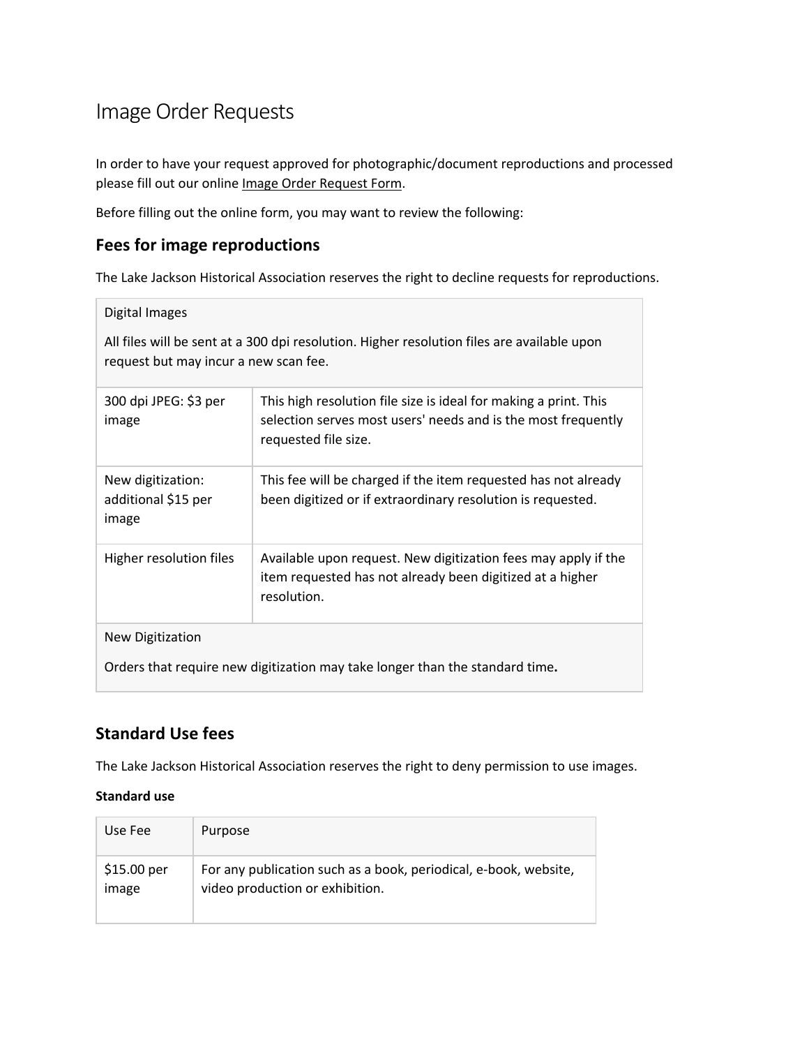# Image Order Requests

In order to have your request approved for photographic/document reproductions and processed please fill out our online Image Order Request Form.

Before filling out the online form, you may want to review the following:

## Fees for image reproductions

The Lake Jackson Historical Association reserves the right to decline requests for reproductions.

| Digital Images<br><br>All files will be sent at a 300 dpi resolution. Higher resolution files are available upon request but may incur a new scan fee. | |
|---|---|
| 300 dpi JPEG: $3 per image | This high resolution file size is ideal for making a print. This selection serves most users' needs and is the most frequently requested file size. |
| New digitization: additional $15 per image | This fee will be charged if the item requested has not already been digitized or if extraordinary resolution is requested. |
| Higher resolution files | Available upon request. New digitization fees may apply if the item requested has not already been digitized at a higher resolution. |
| New Digitization<br><br>Orders that require new digitization may take longer than the standard time**.** | |

## Standard Use fees

The Lake Jackson Historical Association reserves the right to deny permission to use images.

**Standard use**

| Use Fee | Purpose |
|---|---|
| $15.00 per image | For any publication such as a book, periodical, e-book, website, video production or exhibition. |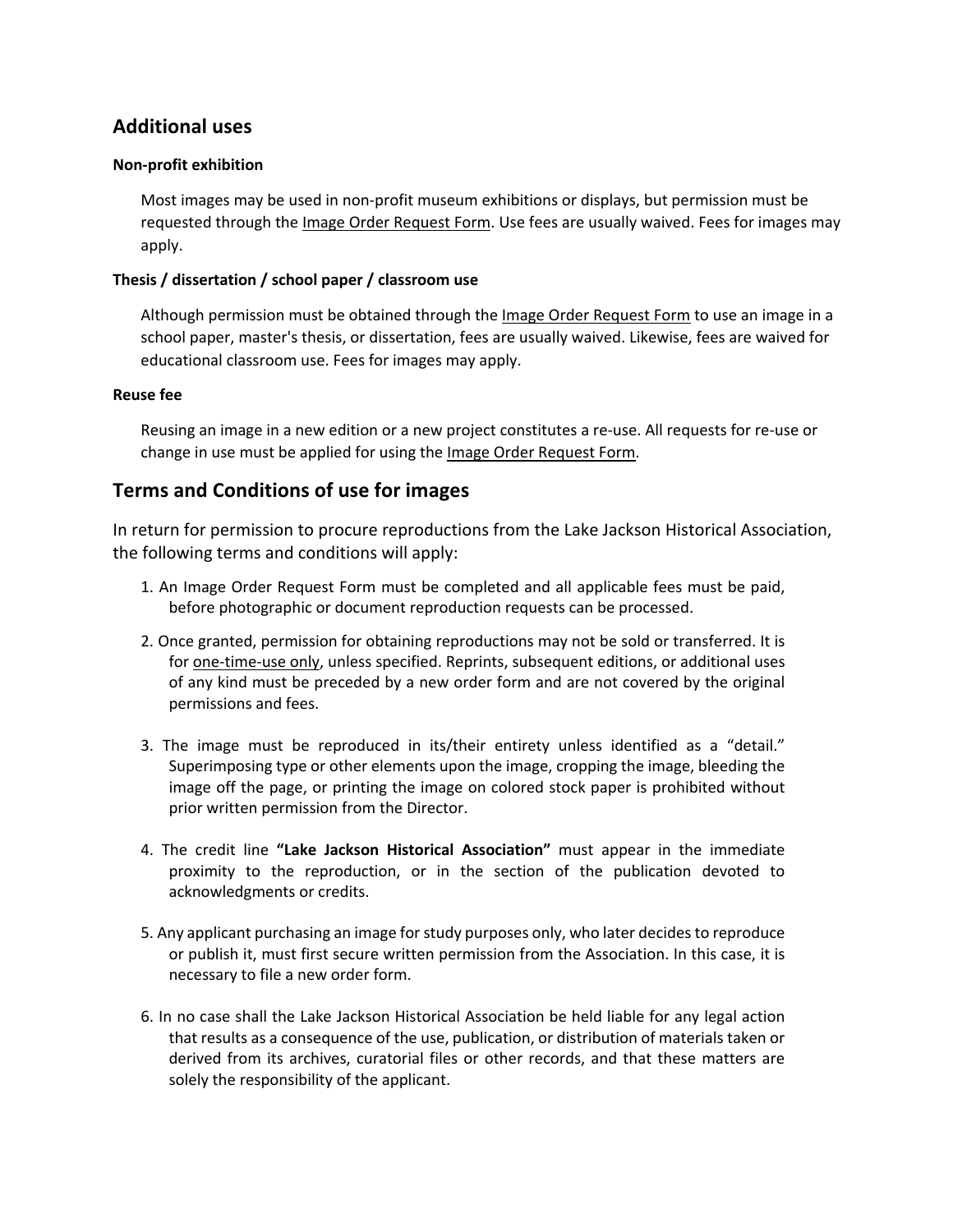## Additional uses

#### Non-profit exhibition

Most images may be used in non-profit museum exhibitions or displays, but permission must be requested through the Image Order Request Form. Use fees are usually waived. Fees for images may apply.

#### Thesis / dissertation / school paper / classroom use

Although permission must be obtained through the Image Order Request Form to use an image in a school paper, master's thesis, or dissertation, fees are usually waived. Likewise, fees are waived for educational classroom use. Fees for images may apply.

#### Reuse fee

Reusing an image in a new edition or a new project constitutes a re-use. All requests for re-use or change in use must be applied for using the Image Order Request Form.

## Terms and Conditions of use for images

In return for permission to procure reproductions from the Lake Jackson Historical Association, the following terms and conditions will apply:

1. An Image Order Request Form must be completed and all applicable fees must be paid, before photographic or document reproduction requests can be processed.
2. Once granted, permission for obtaining reproductions may not be sold or transferred. It is for one-time-use only, unless specified. Reprints, subsequent editions, or additional uses of any kind must be preceded by a new order form and are not covered by the original permissions and fees.
3. The image must be reproduced in its/their entirety unless identified as a "detail." Superimposing type or other elements upon the image, cropping the image, bleeding the image off the page, or printing the image on colored stock paper is prohibited without prior written permission from the Director.
4. The credit line **"Lake Jackson Historical Association"** must appear in the immediate proximity to the reproduction, or in the section of the publication devoted to acknowledgments or credits.
5. Any applicant purchasing an image for study purposes only, who later decides to reproduce or publish it, must first secure written permission from the Association. In this case, it is necessary to file a new order form.
6. In no case shall the Lake Jackson Historical Association be held liable for any legal action that results as a consequence of the use, publication, or distribution of materials taken or derived from its archives, curatorial files or other records, and that these matters are solely the responsibility of the applicant.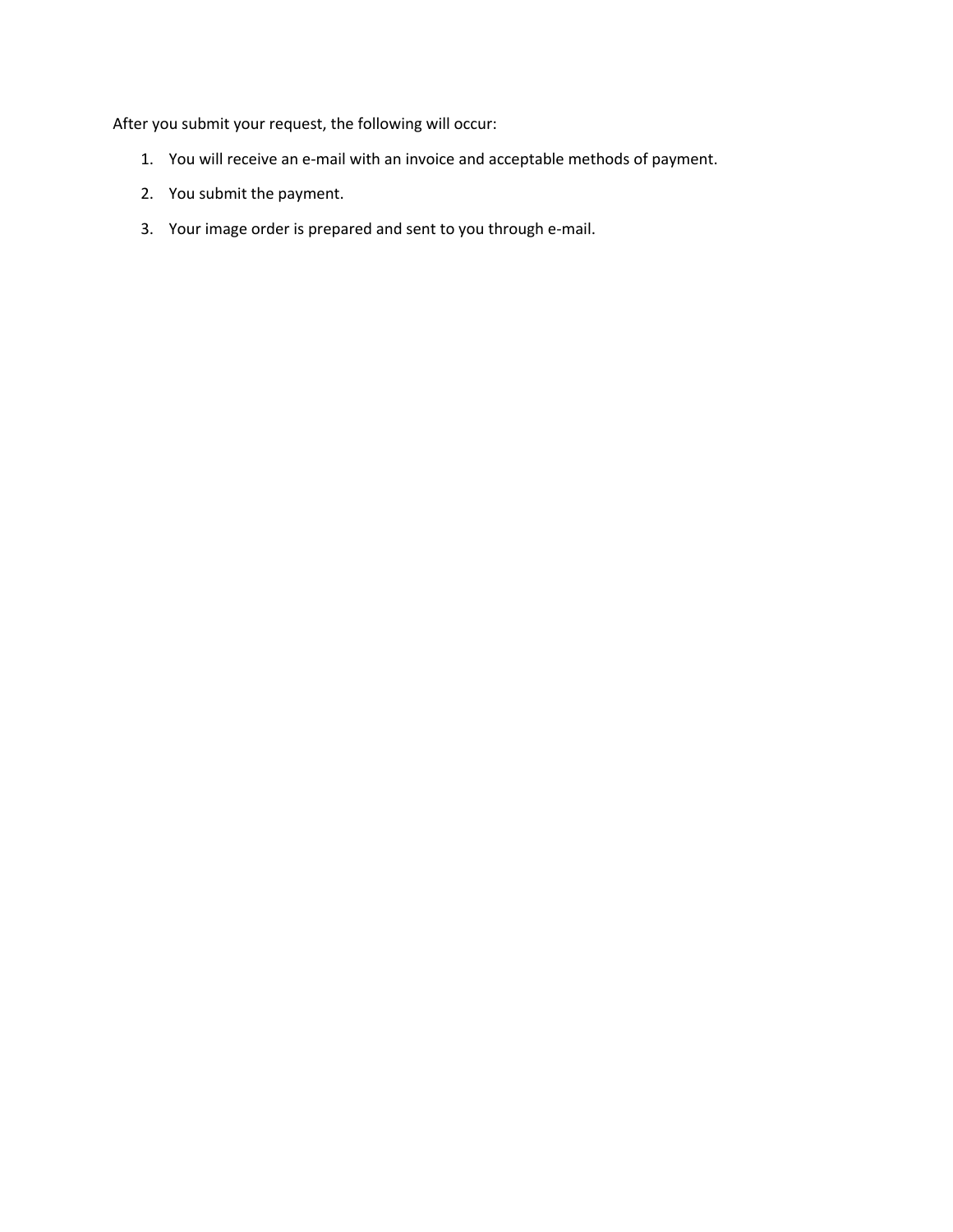After you submit your request, the following will occur:

1. You will receive an e-mail with an invoice and acceptable methods of payment.
2. You submit the payment.
3. Your image order is prepared and sent to you through e-mail.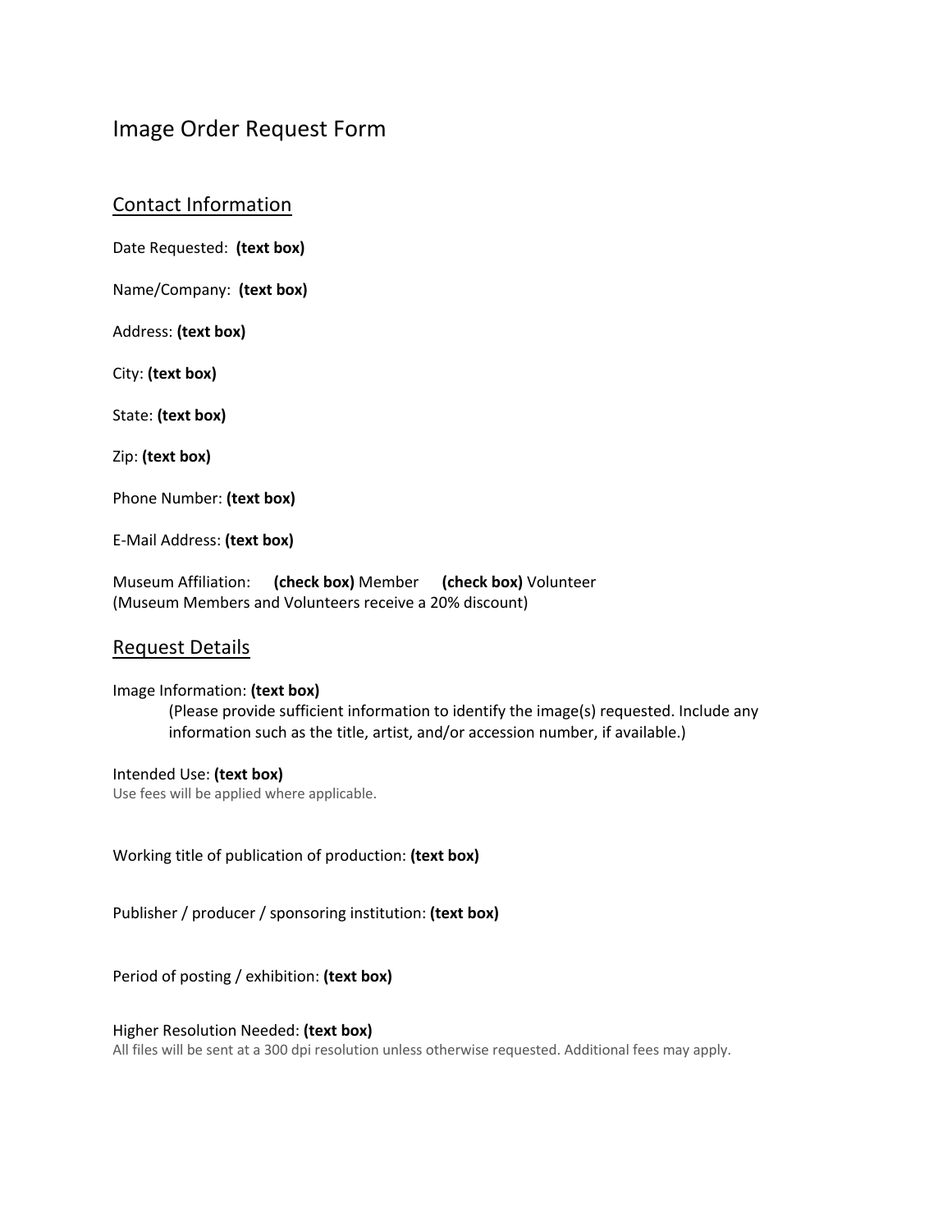# Image Order Request Form

## Contact Information

Date Requested: **(text box)**

Name/Company: **(text box)**

Address: **(text box)**

City: **(text box)**

State: **(text box)**

Zip: **(text box)**

Phone Number: **(text box)**

E-Mail Address: **(text box)**

Museum Affiliation: **(check box)** Member **(check box)** Volunteer
(Museum Members and Volunteers receive a 20% discount)

## Request Details

Image Information: **(text box)**

> (Please provide sufficient information to identify the image(s) requested. Include any information such as the title, artist, and/or accession number, if available.)

Intended Use: **(text box)**
Use fees will be applied where applicable.

Working title of publication of production: **(text box)**

Publisher / producer / sponsoring institution: **(text box)**

Period of posting / exhibition: **(text box)**

Higher Resolution Needed: **(text box)**
All files will be sent at a 300 dpi resolution unless otherwise requested. Additional fees may apply.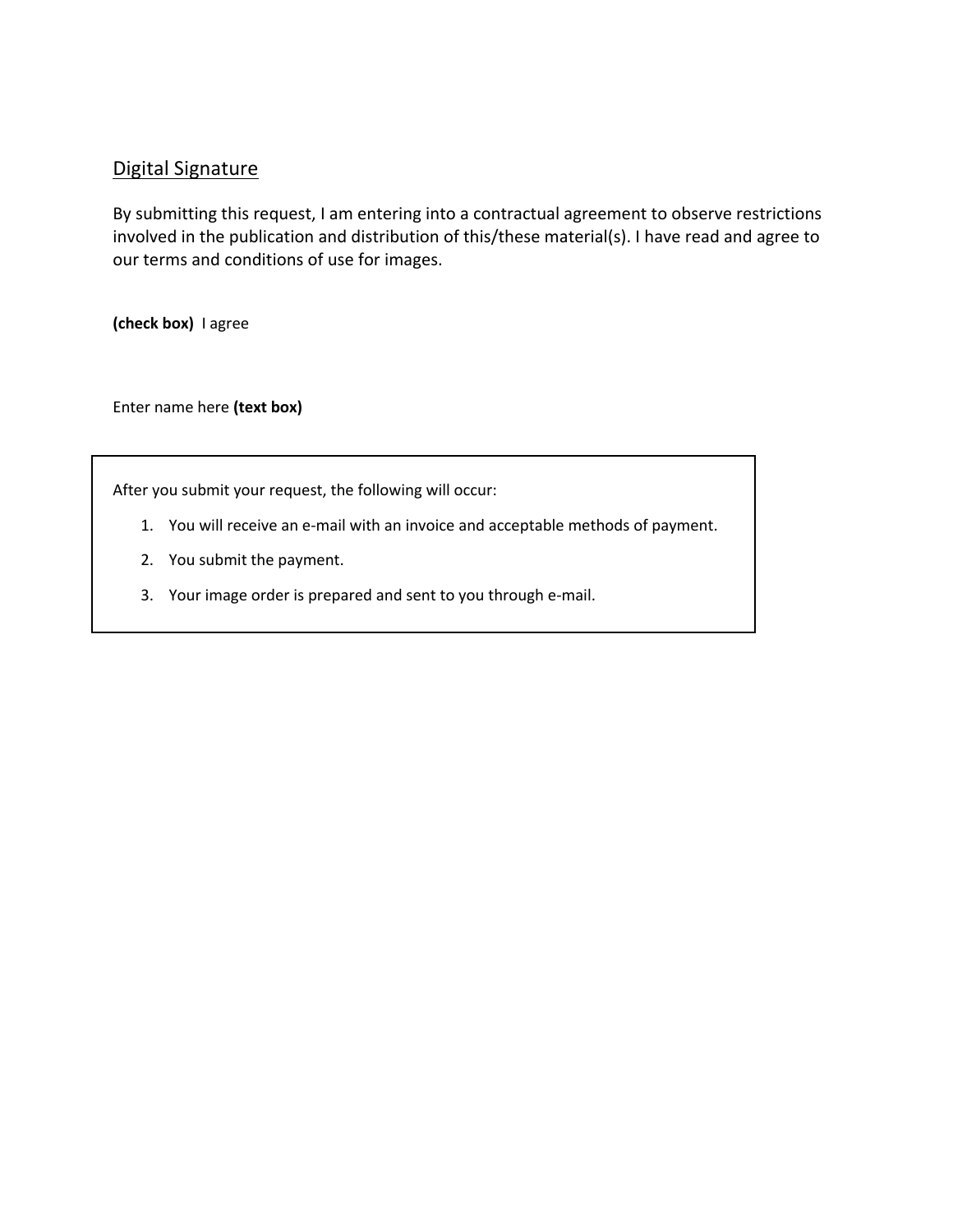## Digital Signature

By submitting this request, I am entering into a contractual agreement to observe restrictions involved in the publication and distribution of this/these material(s). I have read and agree to our terms and conditions of use for images.

**(check box)** I agree

Enter name here **(text box)**

After you submit your request, the following will occur:

1. You will receive an e-mail with an invoice and acceptable methods of payment.
2. You submit the payment.
3. Your image order is prepared and sent to you through e-mail.